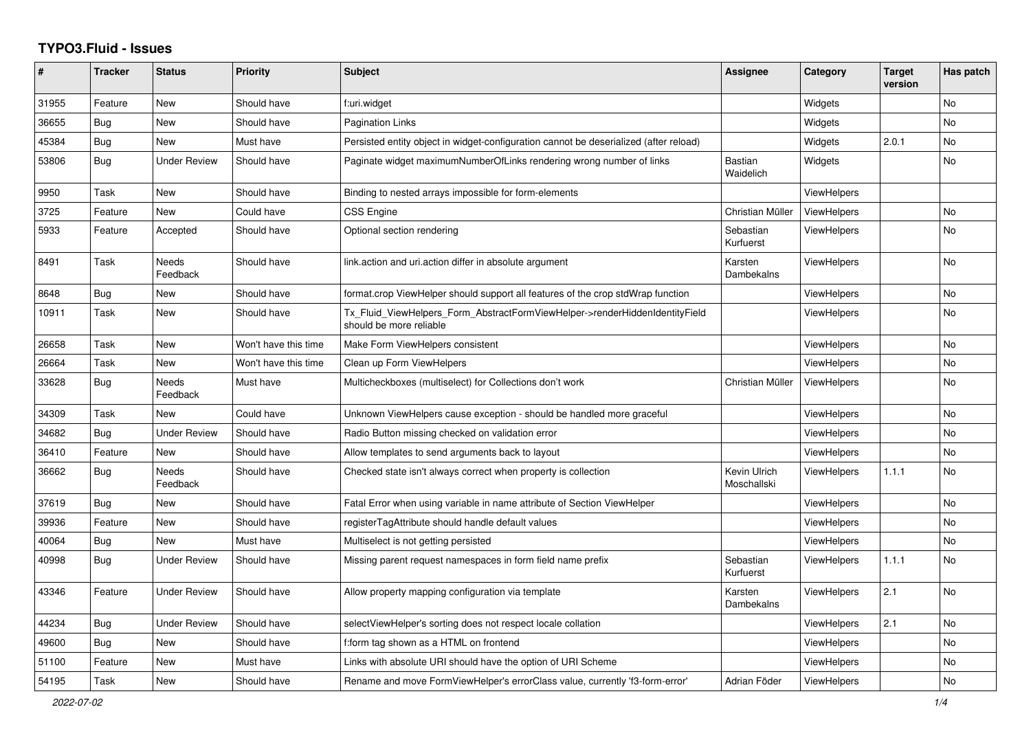# TYPO3.Fluid - Issues

| # | Tracker | Status | Priority | Subject | Assignee | Category | Target version | Has patch |
|---|---|---|---|---|---|---|---|---|
| 31955 | Feature | New | Should have | f:uri.widget | | Widgets | | No |
| 36655 | Bug | New | Should have | Pagination Links | | Widgets | | No |
| 45384 | Bug | New | Must have | Persisted entity object in widget-configuration cannot be deserialized (after reload) | | Widgets | 2.0.1 | No |
| 53806 | Bug | Under Review | Should have | Paginate widget maximumNumberOfLinks rendering wrong number of links | Bastian Waidelich | Widgets | | No |
| 9950 | Task | New | Should have | Binding to nested arrays impossible for form-elements | | ViewHelpers | | |
| 3725 | Feature | New | Could have | CSS Engine | Christian Müller | ViewHelpers | | No |
| 5933 | Feature | Accepted | Should have | Optional section rendering | Sebastian Kurfuerst | ViewHelpers | | No |
| 8491 | Task | Needs Feedback | Should have | link.action and uri.action differ in absolute argument | Karsten Dambekalns | ViewHelpers | | No |
| 8648 | Bug | New | Should have | format.crop ViewHelper should support all features of the crop stdWrap function | | ViewHelpers | | No |
| 10911 | Task | New | Should have | Tx_Fluid_ViewHelpers_Form_AbstractFormViewHelper->renderHiddenIdentityField should be more reliable | | ViewHelpers | | No |
| 26658 | Task | New | Won't have this time | Make Form ViewHelpers consistent | | ViewHelpers | | No |
| 26664 | Task | New | Won't have this time | Clean up Form ViewHelpers | | ViewHelpers | | No |
| 33628 | Bug | Needs Feedback | Must have | Multicheckboxes (multiselect) for Collections don't work | Christian Müller | ViewHelpers | | No |
| 34309 | Task | New | Could have | Unknown ViewHelpers cause exception - should be handled more graceful | | ViewHelpers | | No |
| 34682 | Bug | Under Review | Should have | Radio Button missing checked on validation error | | ViewHelpers | | No |
| 36410 | Feature | New | Should have | Allow templates to send arguments back to layout | | ViewHelpers | | No |
| 36662 | Bug | Needs Feedback | Should have | Checked state isn't always correct when property is collection | Kevin Ulrich Moschallski | ViewHelpers | 1.1.1 | No |
| 37619 | Bug | New | Should have | Fatal Error when using variable in name attribute of Section ViewHelper | | ViewHelpers | | No |
| 39936 | Feature | New | Should have | registerTagAttribute should handle default values | | ViewHelpers | | No |
| 40064 | Bug | New | Must have | Multiselect is not getting persisted | | ViewHelpers | | No |
| 40998 | Bug | Under Review | Should have | Missing parent request namespaces in form field name prefix | Sebastian Kurfuerst | ViewHelpers | 1.1.1 | No |
| 43346 | Feature | Under Review | Should have | Allow property mapping configuration via template | Karsten Dambekalns | ViewHelpers | 2.1 | No |
| 44234 | Bug | Under Review | Should have | selectViewHelper's sorting does not respect locale collation | | ViewHelpers | 2.1 | No |
| 49600 | Bug | New | Should have | f:form tag shown as a HTML on frontend | | ViewHelpers | | No |
| 51100 | Feature | New | Must have | Links with absolute URI should have the option of URI Scheme | | ViewHelpers | | No |
| 54195 | Task | New | Should have | Rename and move FormViewHelper's errorClass value, currently 'f3-form-error' | Adrian Föder | ViewHelpers | | No |

*2022-07-02*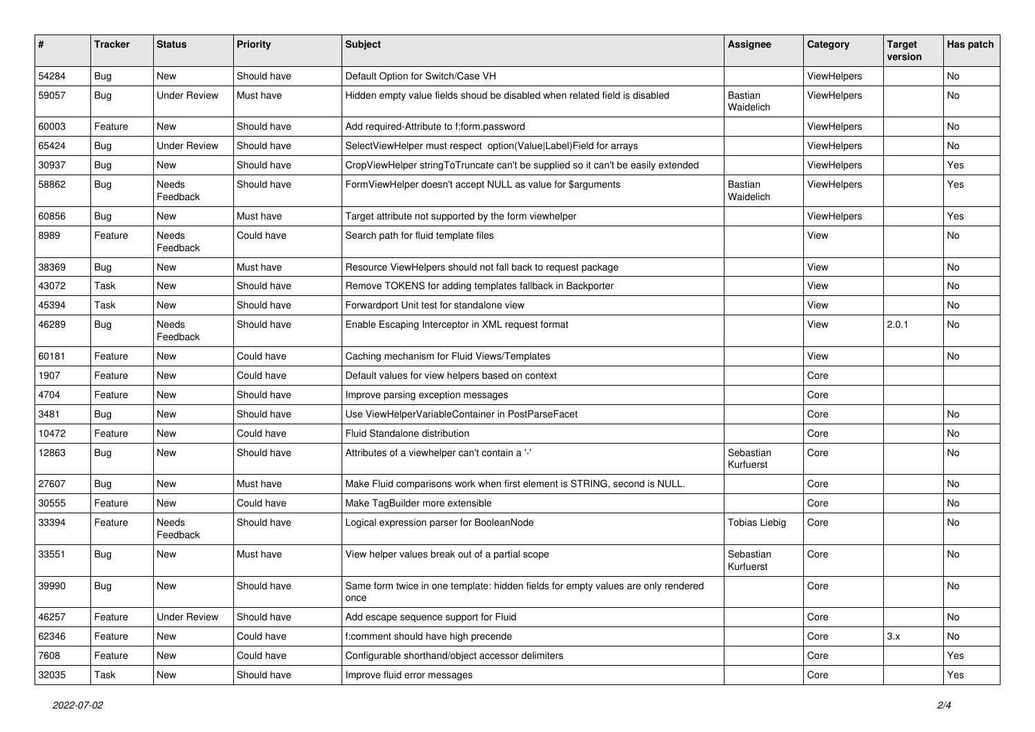| # | Tracker | Status | Priority | Subject | Assignee | Category | Target version | Has patch |
|---|---|---|---|---|---|---|---|---|
| 54284 | Bug | New | Should have | Default Option for Switch/Case VH | | ViewHelpers | | No |
| 59057 | Bug | Under Review | Must have | Hidden empty value fields shoud be disabled when related field is disabled | Bastian Waidelich | ViewHelpers | | No |
| 60003 | Feature | New | Should have | Add required-Attribute to f:form.password | | ViewHelpers | | No |
| 65424 | Bug | Under Review | Should have | SelectViewHelper must respect option(Value\|Label)Field for arrays | | ViewHelpers | | No |
| 30937 | Bug | New | Should have | CropViewHelper stringToTruncate can't be supplied so it can't be easily extended | | ViewHelpers | | Yes |
| 58862 | Bug | Needs Feedback | Should have | FormViewHelper doesn't accept NULL as value for $arguments | Bastian Waidelich | ViewHelpers | | Yes |
| 60856 | Bug | New | Must have | Target attribute not supported by the form viewhelper | | ViewHelpers | | Yes |
| 8989 | Feature | Needs Feedback | Could have | Search path for fluid template files | | View | | No |
| 38369 | Bug | New | Must have | Resource ViewHelpers should not fall back to request package | | View | | No |
| 43072 | Task | New | Should have | Remove TOKENS for adding templates fallback in Backporter | | View | | No |
| 45394 | Task | New | Should have | Forwardport Unit test for standalone view | | View | | No |
| 46289 | Bug | Needs Feedback | Should have | Enable Escaping Interceptor in XML request format | | View | 2.0.1 | No |
| 60181 | Feature | New | Could have | Caching mechanism for Fluid Views/Templates | | View | | No |
| 1907 | Feature | New | Could have | Default values for view helpers based on context | | Core | | |
| 4704 | Feature | New | Should have | Improve parsing exception messages | | Core | | |
| 3481 | Bug | New | Should have | Use ViewHelperVariableContainer in PostParseFacet | | Core | | No |
| 10472 | Feature | New | Could have | Fluid Standalone distribution | | Core | | No |
| 12863 | Bug | New | Should have | Attributes of a viewhelper can't contain a '-' | Sebastian Kurfuerst | Core | | No |
| 27607 | Bug | New | Must have | Make Fluid comparisons work when first element is STRING, second is NULL. | | Core | | No |
| 30555 | Feature | New | Could have | Make TagBuilder more extensible | | Core | | No |
| 33394 | Feature | Needs Feedback | Should have | Logical expression parser for BooleanNode | Tobias Liebig | Core | | No |
| 33551 | Bug | New | Must have | View helper values break out of a partial scope | Sebastian Kurfuerst | Core | | No |
| 39990 | Bug | New | Should have | Same form twice in one template: hidden fields for empty values are only rendered once | | Core | | No |
| 46257 | Feature | Under Review | Should have | Add escape sequence support for Fluid | | Core | | No |
| 62346 | Feature | New | Could have | f:comment should have high precende | | Core | 3.x | No |
| 7608 | Feature | New | Could have | Configurable shorthand/object accessor delimiters | | Core | | Yes |
| 32035 | Task | New | Should have | Improve fluid error messages | | Core | | Yes |

*2022-07-02*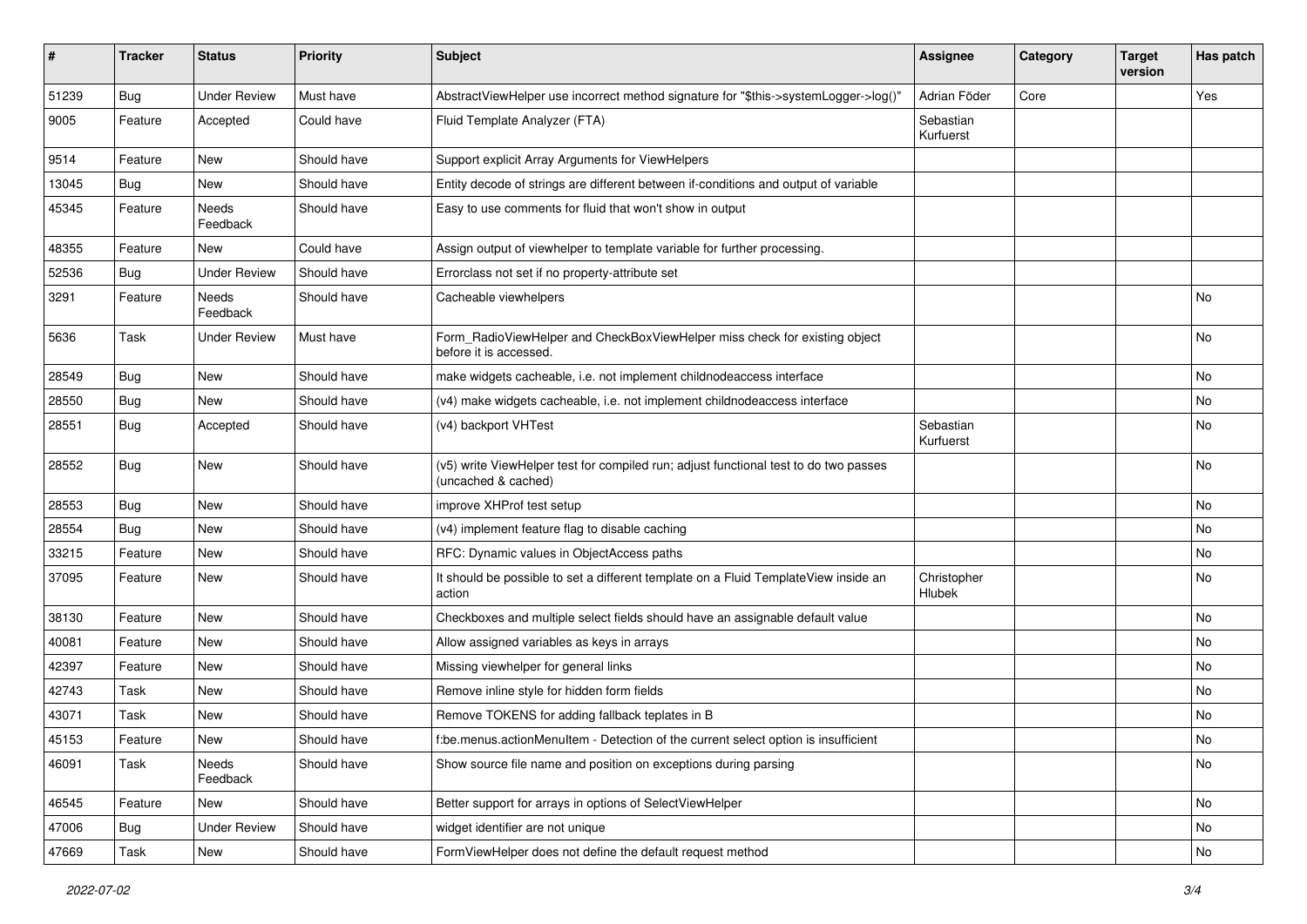| # | Tracker | Status | Priority | Subject | Assignee | Category | Target version | Has patch |
|---|---|---|---|---|---|---|---|---|
| 51239 | Bug | Under Review | Must have | AbstractViewHelper use incorrect method signature for "$this->systemLogger->log()" | Adrian Föder | Core | | Yes |
| 9005 | Feature | Accepted | Could have | Fluid Template Analyzer (FTA) | Sebastian Kurfuerst | | | |
| 9514 | Feature | New | Should have | Support explicit Array Arguments for ViewHelpers | | | | |
| 13045 | Bug | New | Should have | Entity decode of strings are different between if-conditions and output of variable | | | | |
| 45345 | Feature | Needs Feedback | Should have | Easy to use comments for fluid that won't show in output | | | | |
| 48355 | Feature | New | Could have | Assign output of viewhelper to template variable for further processing. | | | | |
| 52536 | Bug | Under Review | Should have | Errorclass not set if no property-attribute set | | | | |
| 3291 | Feature | Needs Feedback | Should have | Cacheable viewhelpers | | | | No |
| 5636 | Task | Under Review | Must have | Form_RadioViewHelper and CheckBoxViewHelper miss check for existing object before it is accessed. | | | | No |
| 28549 | Bug | New | Should have | make widgets cacheable, i.e. not implement childnodeaccess interface | | | | No |
| 28550 | Bug | New | Should have | (v4) make widgets cacheable, i.e. not implement childnodeaccess interface | | | | No |
| 28551 | Bug | Accepted | Should have | (v4) backport VHTest | Sebastian Kurfuerst | | | No |
| 28552 | Bug | New | Should have | (v5) write ViewHelper test for compiled run; adjust functional test to do two passes (uncached & cached) | | | | No |
| 28553 | Bug | New | Should have | improve XHProf test setup | | | | No |
| 28554 | Bug | New | Should have | (v4) implement feature flag to disable caching | | | | No |
| 33215 | Feature | New | Should have | RFC: Dynamic values in ObjectAccess paths | | | | No |
| 37095 | Feature | New | Should have | It should be possible to set a different template on a Fluid TemplateView inside an action | Christopher Hlubek | | | No |
| 38130 | Feature | New | Should have | Checkboxes and multiple select fields should have an assignable default value | | | | No |
| 40081 | Feature | New | Should have | Allow assigned variables as keys in arrays | | | | No |
| 42397 | Feature | New | Should have | Missing viewhelper for general links | | | | No |
| 42743 | Task | New | Should have | Remove inline style for hidden form fields | | | | No |
| 43071 | Task | New | Should have | Remove TOKENS for adding fallback teplates in B | | | | No |
| 45153 | Feature | New | Should have | f:be.menus.actionMenuItem - Detection of the current select option is insufficient | | | | No |
| 46091 | Task | Needs Feedback | Should have | Show source file name and position on exceptions during parsing | | | | No |
| 46545 | Feature | New | Should have | Better support for arrays in options of SelectViewHelper | | | | No |
| 47006 | Bug | Under Review | Should have | widget identifier are not unique | | | | No |
| 47669 | Task | New | Should have | FormViewHelper does not define the default request method | | | | No |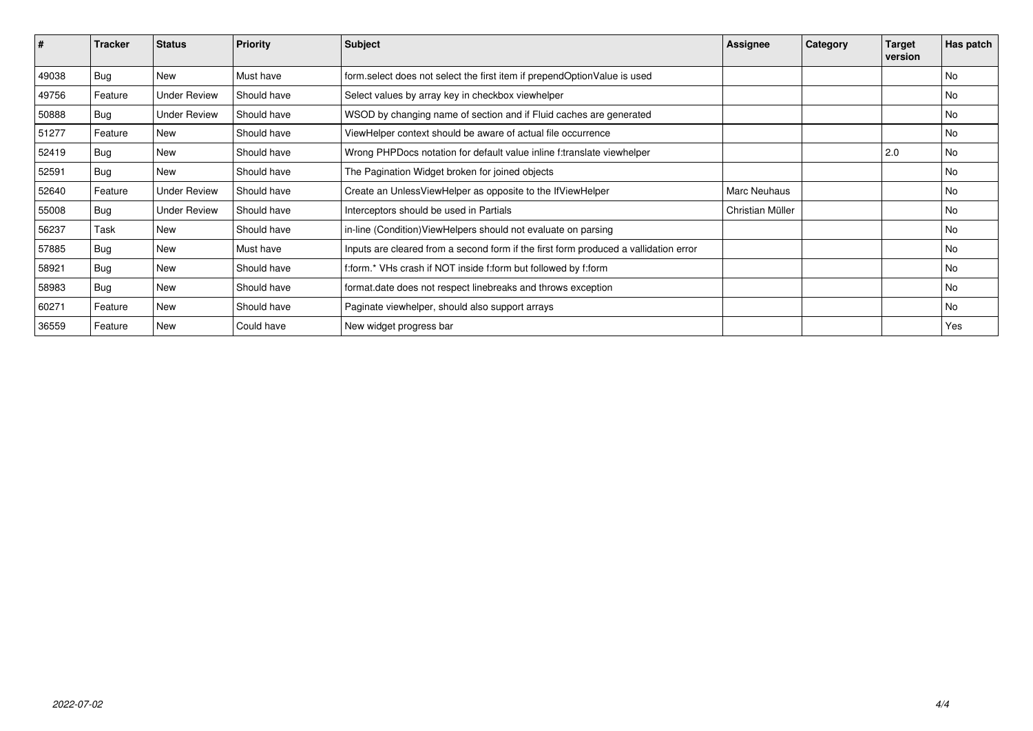| # | Tracker | Status | Priority | Subject | Assignee | Category | Target version | Has patch |
|---|---|---|---|---|---|---|---|---|
| 49038 | Bug | New | Must have | form.select does not select the first item if prependOptionValue is used | | | | No |
| 49756 | Feature | Under Review | Should have | Select values by array key in checkbox viewhelper | | | | No |
| 50888 | Bug | Under Review | Should have | WSOD by changing name of section and if Fluid caches are generated | | | | No |
| 51277 | Feature | New | Should have | ViewHelper context should be aware of actual file occurrence | | | | No |
| 52419 | Bug | New | Should have | Wrong PHPDocs notation for default value inline f:translate viewhelper | | | 2.0 | No |
| 52591 | Bug | New | Should have | The Pagination Widget broken for joined objects | | | | No |
| 52640 | Feature | Under Review | Should have | Create an UnlessViewHelper as opposite to the IfViewHelper | Marc Neuhaus | | | No |
| 55008 | Bug | Under Review | Should have | Interceptors should be used in Partials | Christian Müller | | | No |
| 56237 | Task | New | Should have | in-line (Condition)ViewHelpers should not evaluate on parsing | | | | No |
| 57885 | Bug | New | Must have | Inputs are cleared from a second form if the first form produced a vallidation error | | | | No |
| 58921 | Bug | New | Should have | f:form.* VHs crash if NOT inside f:form but followed by f:form | | | | No |
| 58983 | Bug | New | Should have | format.date does not respect linebreaks and throws exception | | | | No |
| 60271 | Feature | New | Should have | Paginate viewhelper, should also support arrays | | | | No |
| 36559 | Feature | New | Could have | New widget progress bar | | | | Yes |

*2022-07-02*